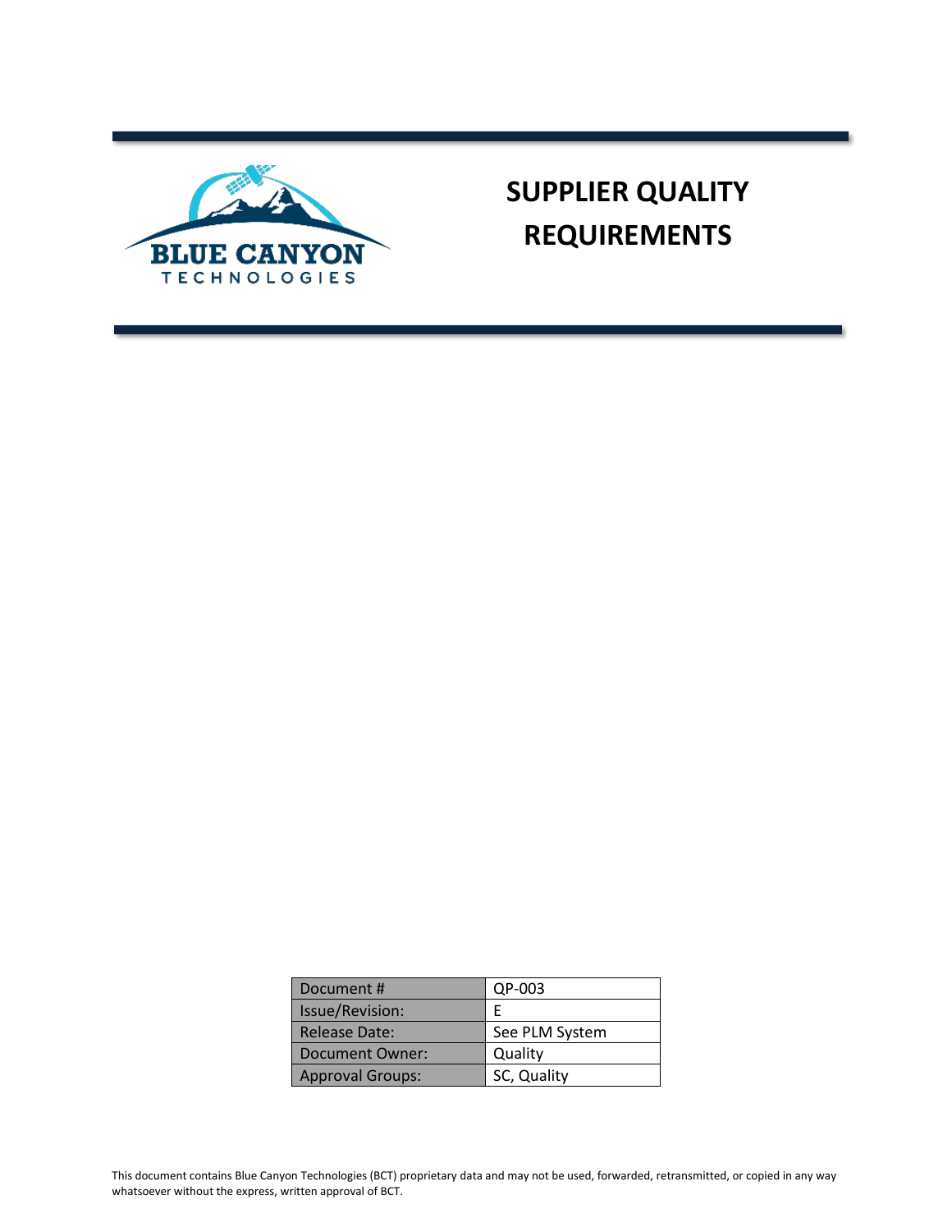# SUPPLIER QUALITY REQUIREMENTS

| Document # | QP-003 |
|---|---|
| Issue/Revision: | E |
| Release Date: | See PLM System |
| Document Owner: | Quality |
| Approval Groups: | SC, Quality |

This document contains Blue Canyon Technologies (BCT) proprietary data and may not be used, forwarded, retransmitted, or copied in any way whatsoever without the express, written approval of BCT.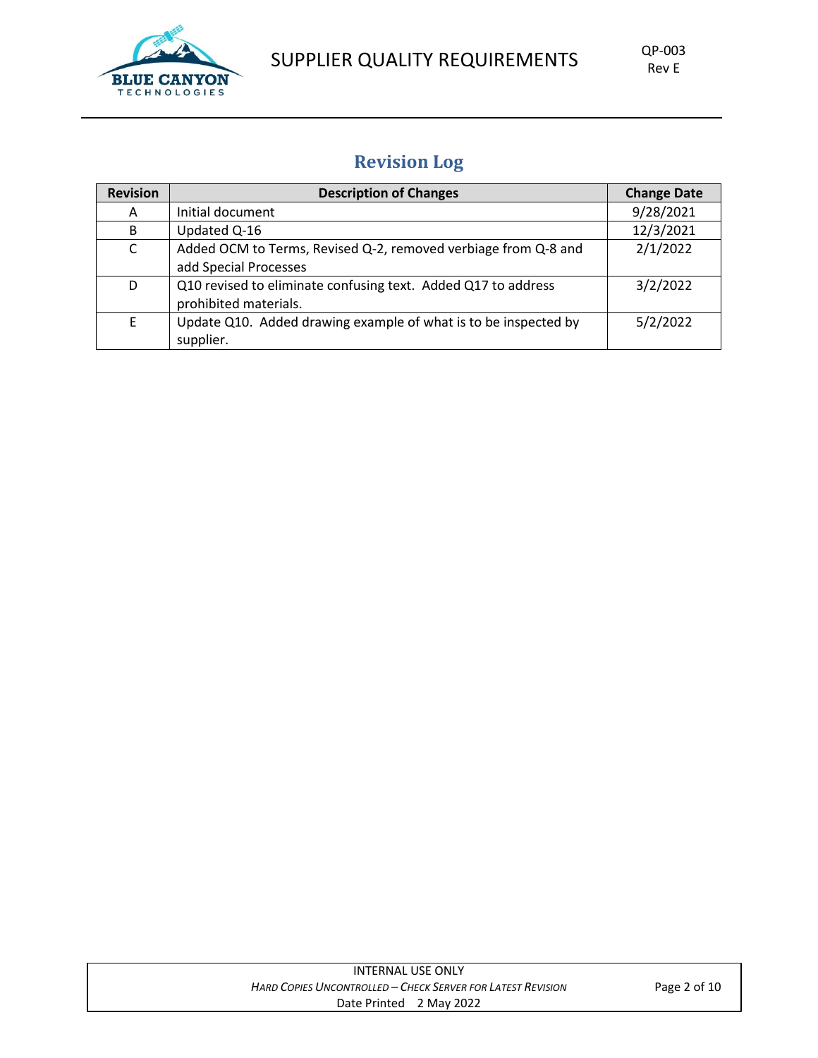## Revision Log

| Revision | Description of Changes | Change Date |
| --- | --- | --- |
| A | Initial document | 9/28/2021 |
| B | Updated Q-16 | 12/3/2021 |
| C | Added OCM to Terms, Revised Q-2, removed verbiage from Q-8 and add Special Processes | 2/1/2022 |
| D | Q10 revised to eliminate confusing text. Added Q17 to address prohibited materials. | 3/2/2022 |
| E | Update Q10. Added drawing example of what is to be inspected by supplier. | 5/2/2022 |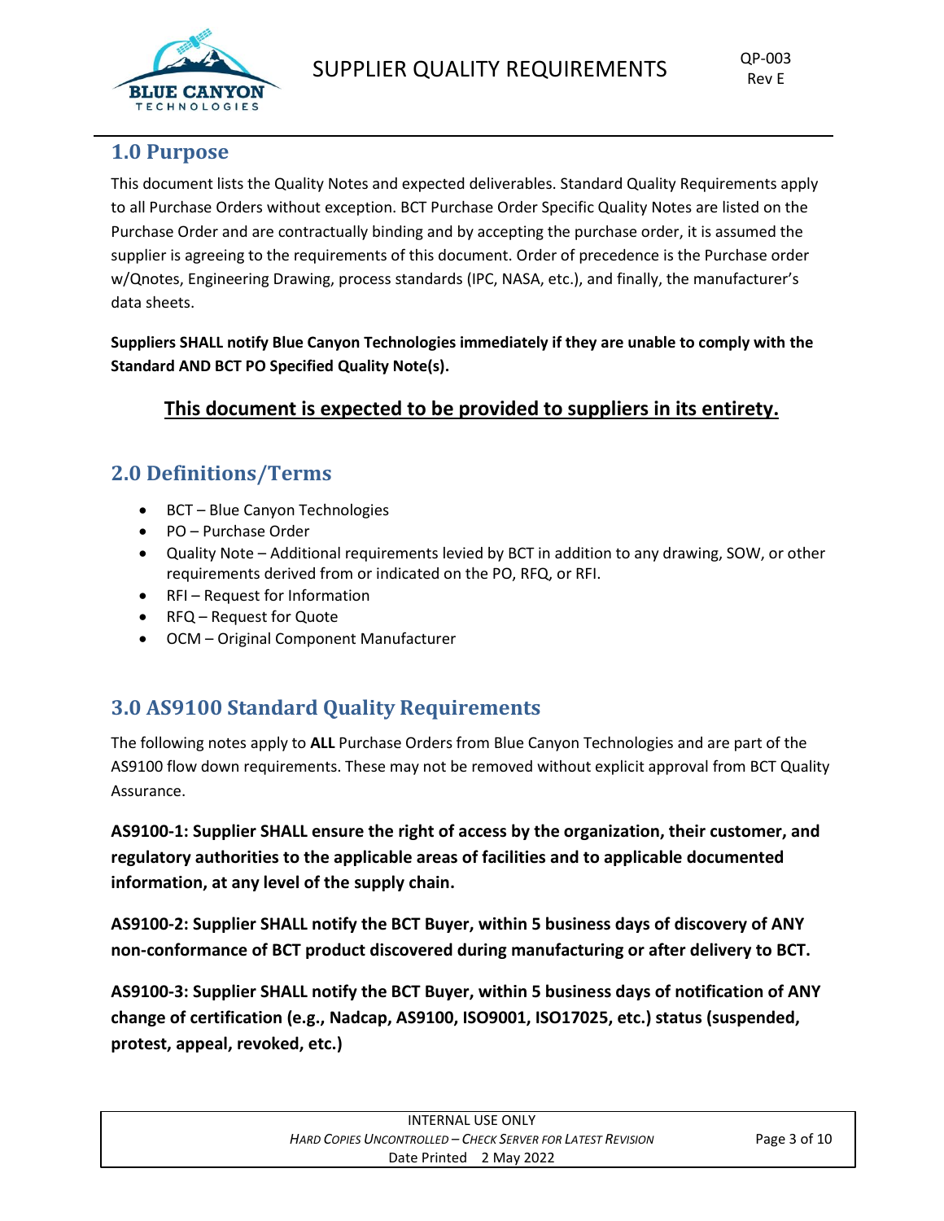## 1.0 Purpose

This document lists the Quality Notes and expected deliverables. Standard Quality Requirements apply to all Purchase Orders without exception. BCT Purchase Order Specific Quality Notes are listed on the Purchase Order and are contractually binding and by accepting the purchase order, it is assumed the supplier is agreeing to the requirements of this document. Order of precedence is the Purchase order w/Qnotes, Engineering Drawing, process standards (IPC, NASA, etc.), and finally, the manufacturer's data sheets.

**Suppliers SHALL notify Blue Canyon Technologies immediately if they are unable to comply with the Standard AND BCT PO Specified Quality Note(s).**

<u>**This document is expected to be provided to suppliers in its entirety.**</u>

## 2.0 Definitions/Terms

- BCT – Blue Canyon Technologies
- PO – Purchase Order
- Quality Note – Additional requirements levied by BCT in addition to any drawing, SOW, or other requirements derived from or indicated on the PO, RFQ, or RFI.
- RFI – Request for Information
- RFQ – Request for Quote
- OCM – Original Component Manufacturer

## 3.0 AS9100 Standard Quality Requirements

The following notes apply to **ALL** Purchase Orders from Blue Canyon Technologies and are part of the AS9100 flow down requirements. These may not be removed without explicit approval from BCT Quality Assurance.

**AS9100-1: Supplier SHALL ensure the right of access by the organization, their customer, and regulatory authorities to the applicable areas of facilities and to applicable documented information, at any level of the supply chain.**

**AS9100-2: Supplier SHALL notify the BCT Buyer, within 5 business days of discovery of ANY non-conformance of BCT product discovered during manufacturing or after delivery to BCT.**

**AS9100-3: Supplier SHALL notify the BCT Buyer, within 5 business days of notification of ANY change of certification (e.g., Nadcap, AS9100, ISO9001, ISO17025, etc.) status (suspended, protest, appeal, revoked, etc.)**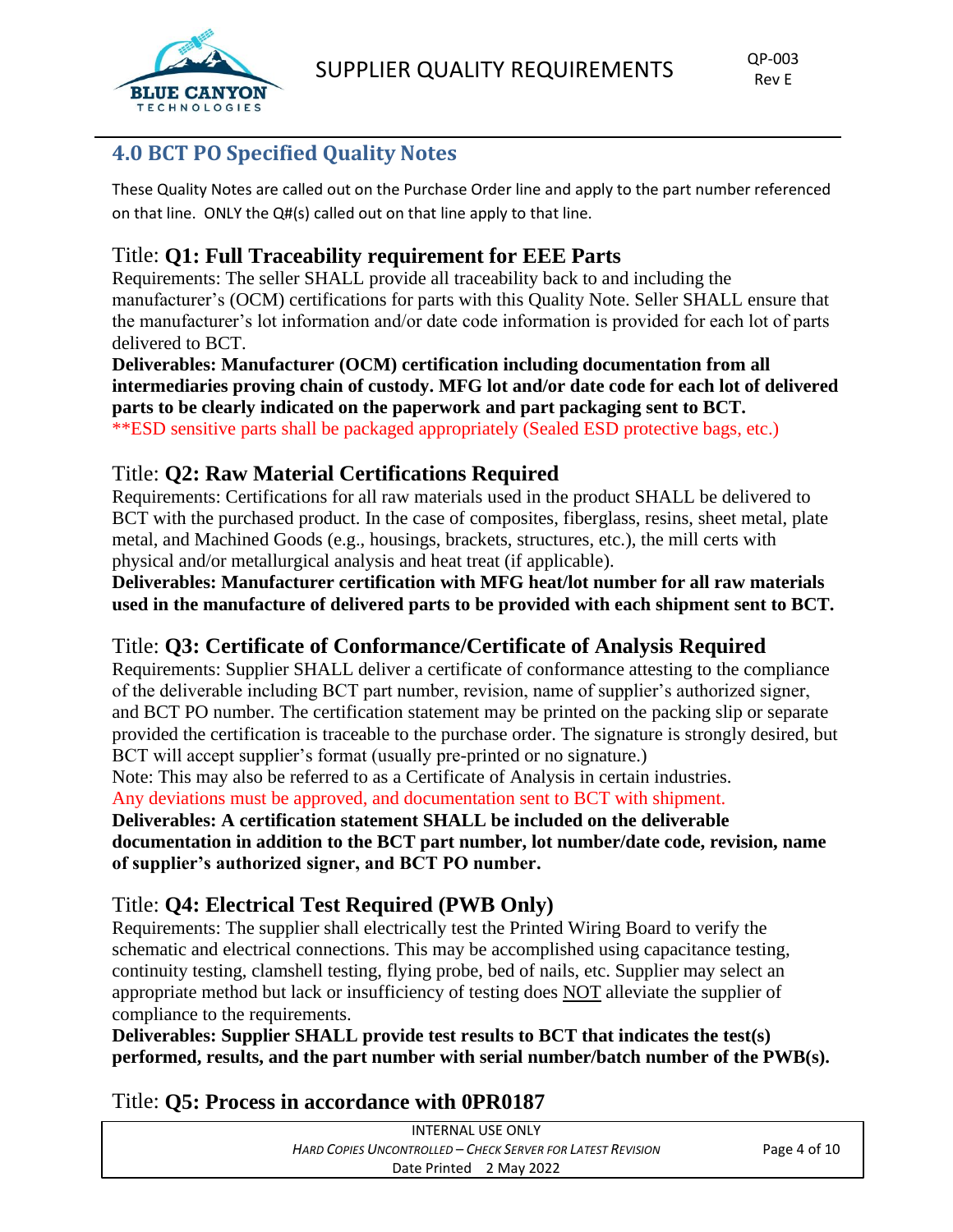## 4.0 BCT PO Specified Quality Notes

These Quality Notes are called out on the Purchase Order line and apply to the part number referenced on that line. ONLY the Q#(s) called out on that line apply to that line.

### Title: **Q1: Full Traceability requirement for EEE Parts**

Requirements: The seller SHALL provide all traceability back to and including the manufacturer's (OCM) certifications for parts with this Quality Note. Seller SHALL ensure that the manufacturer's lot information and/or date code information is provided for each lot of parts delivered to BCT.

**Deliverables: Manufacturer (OCM) certification including documentation from all intermediaries proving chain of custody. MFG lot and/or date code for each lot of delivered parts to be clearly indicated on the paperwork and part packaging sent to BCT.**

**ESD sensitive parts shall be packaged appropriately (Sealed ESD protective bags, etc.)

### Title: **Q2: Raw Material Certifications Required**

Requirements: Certifications for all raw materials used in the product SHALL be delivered to BCT with the purchased product. In the case of composites, fiberglass, resins, sheet metal, plate metal, and Machined Goods (e.g., housings, brackets, structures, etc.), the mill certs with physical and/or metallurgical analysis and heat treat (if applicable).

**Deliverables: Manufacturer certification with MFG heat/lot number for all raw materials used in the manufacture of delivered parts to be provided with each shipment sent to BCT.**

### Title: **Q3: Certificate of Conformance/Certificate of Analysis Required**

Requirements: Supplier SHALL deliver a certificate of conformance attesting to the compliance of the deliverable including BCT part number, revision, name of supplier's authorized signer, and BCT PO number. The certification statement may be printed on the packing slip or separate provided the certification is traceable to the purchase order. The signature is strongly desired, but BCT will accept supplier's format (usually pre-printed or no signature.)

Note: This may also be referred to as a Certificate of Analysis in certain industries.

Any deviations must be approved, and documentation sent to BCT with shipment.

**Deliverables: A certification statement SHALL be included on the deliverable documentation in addition to the BCT part number, lot number/date code, revision, name of supplier's authorized signer, and BCT PO number.**

### Title: **Q4: Electrical Test Required (PWB Only)**

Requirements: The supplier shall electrically test the Printed Wiring Board to verify the schematic and electrical connections. This may be accomplished using capacitance testing, continuity testing, clamshell testing, flying probe, bed of nails, etc. Supplier may select an appropriate method but lack or insufficiency of testing does NOT alleviate the supplier of compliance to the requirements.

**Deliverables: Supplier SHALL provide test results to BCT that indicates the test(s) performed, results, and the part number with serial number/batch number of the PWB(s).**

### Title: **Q5: Process in accordance with 0PR0187**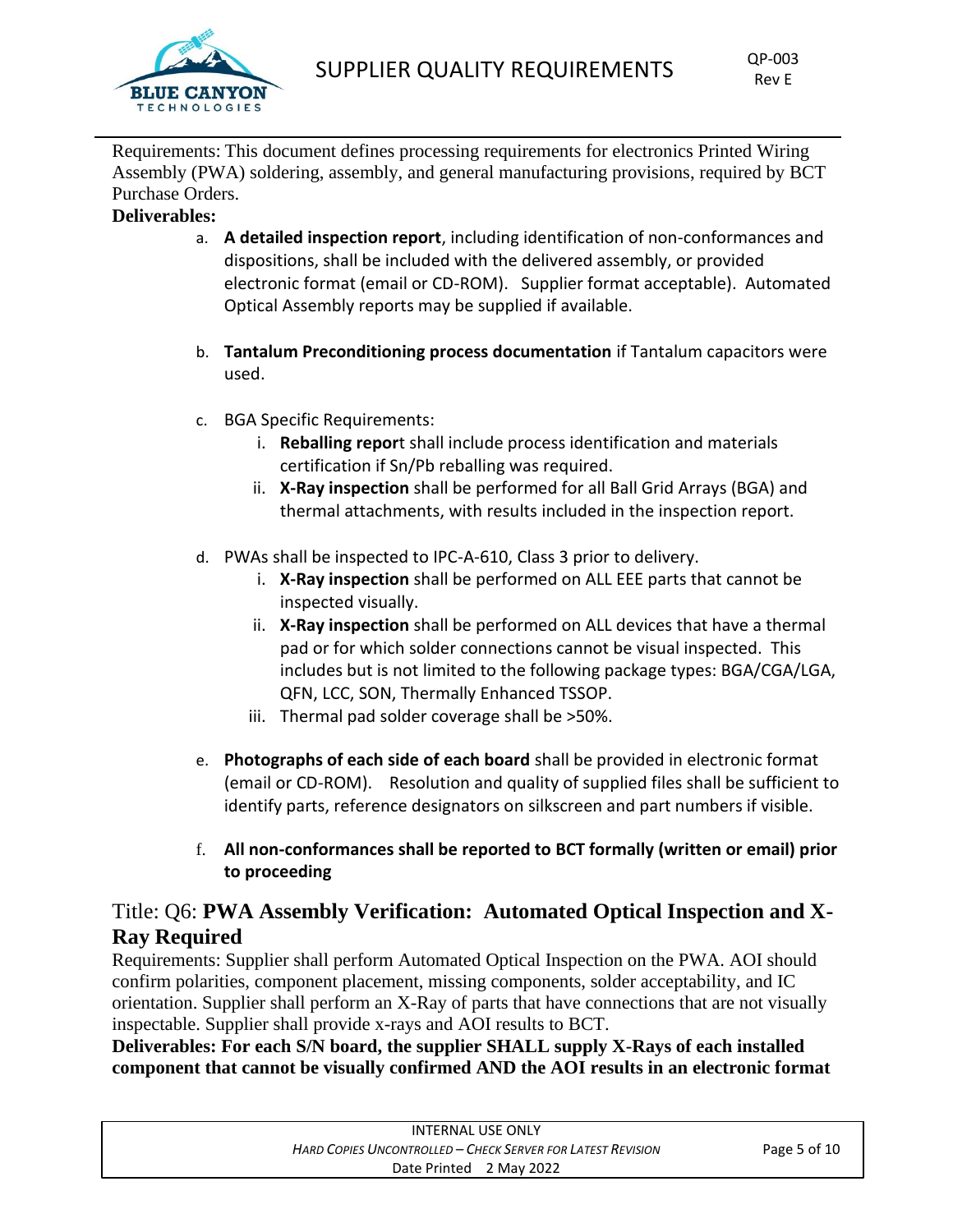Requirements: This document defines processing requirements for electronics Printed Wiring Assembly (PWA) soldering, assembly, and general manufacturing provisions, required by BCT Purchase Orders.

**Deliverables:**

a. **A detailed inspection report**, including identification of non-conformances and dispositions, shall be included with the delivered assembly, or provided electronic format (email or CD-ROM). Supplier format acceptable). Automated Optical Assembly reports may be supplied if available.

b. **Tantalum Preconditioning process documentation** if Tantalum capacitors were used.

c. BGA Specific Requirements:
   i. **Reballing repor**t shall include process identification and materials certification if Sn/Pb reballing was required.
   ii. **X-Ray inspection** shall be performed for all Ball Grid Arrays (BGA) and thermal attachments, with results included in the inspection report.

d. PWAs shall be inspected to IPC-A-610, Class 3 prior to delivery.
   i. **X-Ray inspection** shall be performed on ALL EEE parts that cannot be inspected visually.
   ii. **X-Ray inspection** shall be performed on ALL devices that have a thermal pad or for which solder connections cannot be visual inspected. This includes but is not limited to the following package types: BGA/CGA/LGA, QFN, LCC, SON, Thermally Enhanced TSSOP.
   iii. Thermal pad solder coverage shall be >50%.

e. **Photographs of each side of each board** shall be provided in electronic format (email or CD-ROM). Resolution and quality of supplied files shall be sufficient to identify parts, reference designators on silkscreen and part numbers if visible.

f. **All non-conformances shall be reported to BCT formally (written or email) prior to proceeding**

## Title: Q6: **PWA Assembly Verification: Automated Optical Inspection and X-Ray Required**

Requirements: Supplier shall perform Automated Optical Inspection on the PWA. AOI should confirm polarities, component placement, missing components, solder acceptability, and IC orientation. Supplier shall perform an X-Ray of parts that have connections that are not visually inspectable. Supplier shall provide x-rays and AOI results to BCT.

**Deliverables: For each S/N board, the supplier SHALL supply X-Rays of each installed component that cannot be visually confirmed AND the AOI results in an electronic format**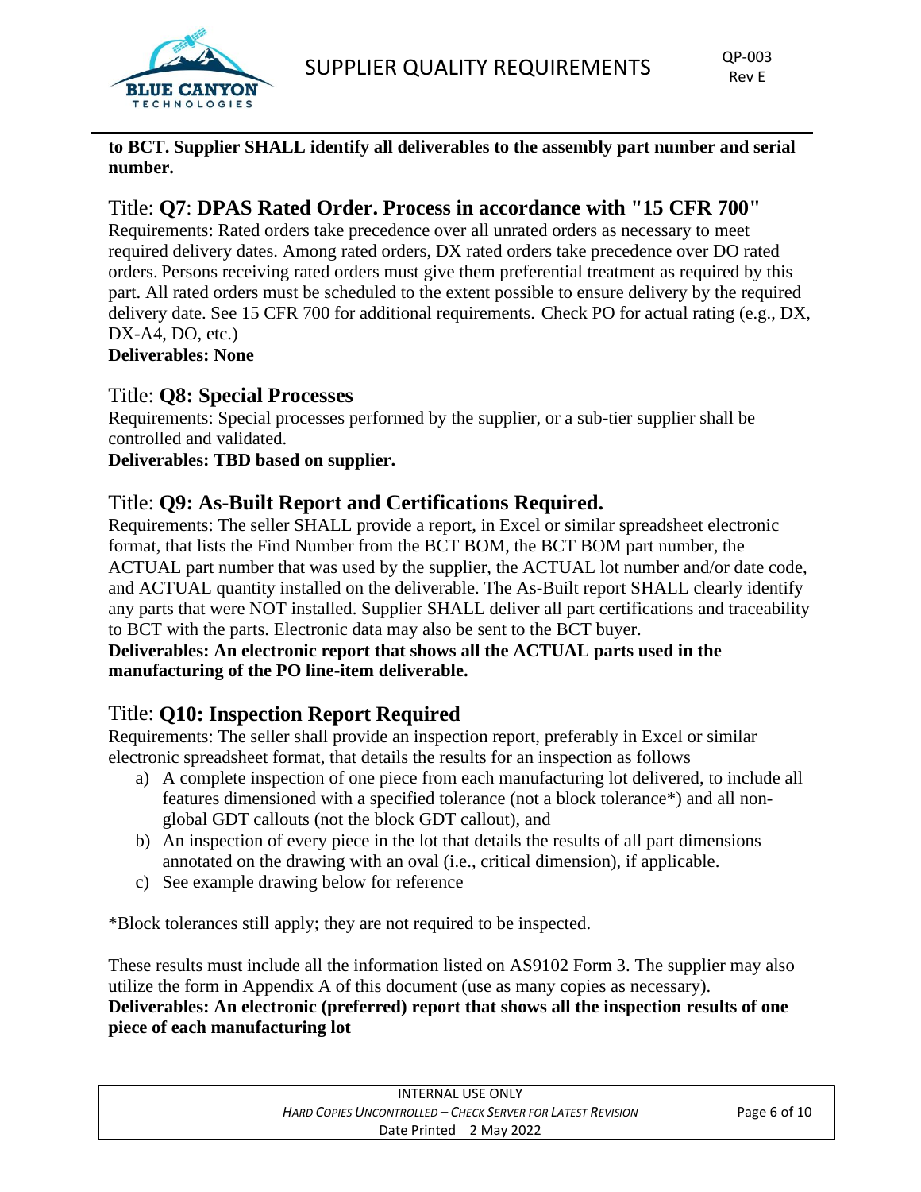**to BCT. Supplier SHALL identify all deliverables to the assembly part number and serial number.**

## Title: **Q7**: **DPAS Rated Order. Process in accordance with "15 CFR 700"**

Requirements: Rated orders take precedence over all unrated orders as necessary to meet required delivery dates. Among rated orders, DX rated orders take precedence over DO rated orders. Persons receiving rated orders must give them preferential treatment as required by this part. All rated orders must be scheduled to the extent possible to ensure delivery by the required delivery date. See 15 CFR 700 for additional requirements. Check PO for actual rating (e.g., DX, DX-A4, DO, etc.)

**Deliverables: None**

## Title: **Q8: Special Processes**

Requirements: Special processes performed by the supplier, or a sub-tier supplier shall be controlled and validated.

**Deliverables: TBD based on supplier.**

## Title: **Q9: As-Built Report and Certifications Required.**

Requirements: The seller SHALL provide a report, in Excel or similar spreadsheet electronic format, that lists the Find Number from the BCT BOM, the BCT BOM part number, the ACTUAL part number that was used by the supplier, the ACTUAL lot number and/or date code, and ACTUAL quantity installed on the deliverable. The As-Built report SHALL clearly identify any parts that were NOT installed. Supplier SHALL deliver all part certifications and traceability to BCT with the parts. Electronic data may also be sent to the BCT buyer.

**Deliverables: An electronic report that shows all the ACTUAL parts used in the manufacturing of the PO line-item deliverable.**

## Title: **Q10: Inspection Report Required**

Requirements: The seller shall provide an inspection report, preferably in Excel or similar electronic spreadsheet format, that details the results for an inspection as follows

a) A complete inspection of one piece from each manufacturing lot delivered, to include all features dimensioned with a specified tolerance (not a block tolerance*) and all non-global GDT callouts (not the block GDT callout), and
b) An inspection of every piece in the lot that details the results of all part dimensions annotated on the drawing with an oval (i.e., critical dimension), if applicable.
c) See example drawing below for reference

*Block tolerances still apply; they are not required to be inspected.

These results must include all the information listed on AS9102 Form 3. The supplier may also utilize the form in Appendix A of this document (use as many copies as necessary).

**Deliverables: An electronic (preferred) report that shows all the inspection results of one piece of each manufacturing lot**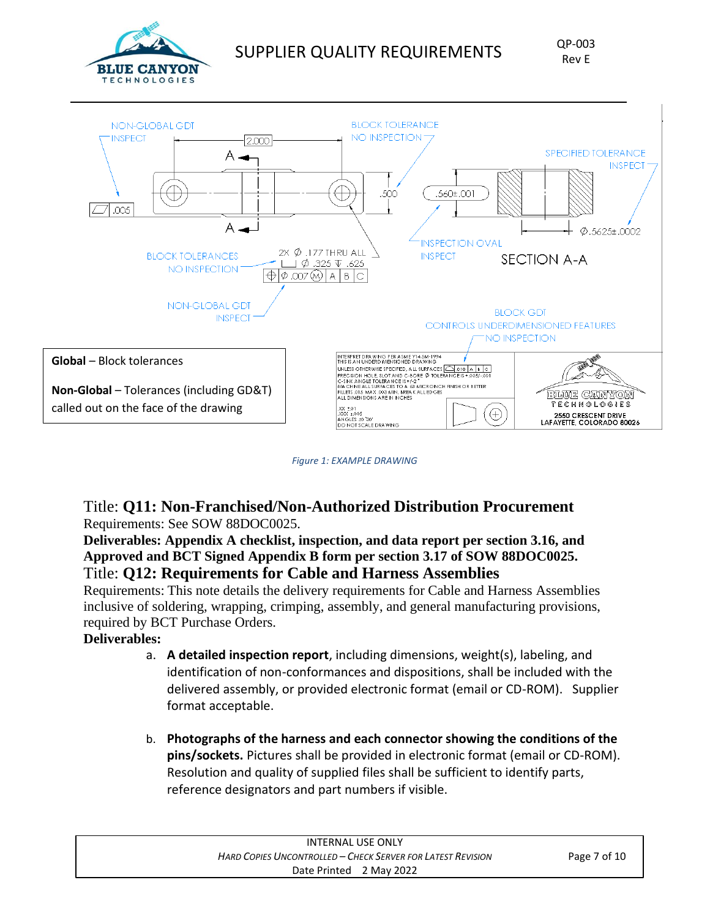NON-GLOBAL GDT
INSPECT

BLOCK TOLERANCE
NO INSPECTION

SPECIFIED TOLERANCE
INSPECT

BLOCK TOLERANCES
NO INSPECTION

INSPECTION OVAL
INSPECT

SECTION A-A

NON-GLOBAL GDT
INSPECT

BLOCK GDT
CONTROLS UNDERDIMENSIONED FEATURES
NO INSPECTION

**Global** – Block tolerances

**Non-Global** – Tolerances (including GD&T) called out on the face of the drawing

*Figure 1: EXAMPLE DRAWING*

Title: **Q11: Non-Franchised/Non-Authorized Distribution Procurement**

Requirements: See SOW 88DOC0025.

**Deliverables: Appendix A checklist, inspection, and data report per section 3.16, and Approved and BCT Signed Appendix B form per section 3.17 of SOW 88DOC0025.**

Title: **Q12: Requirements for Cable and Harness Assemblies**

Requirements: This note details the delivery requirements for Cable and Harness Assemblies inclusive of soldering, wrapping, crimping, assembly, and general manufacturing provisions, required by BCT Purchase Orders.

**Deliverables:**

a. **A detailed inspection report**, including dimensions, weight(s), labeling, and identification of non-conformances and dispositions, shall be included with the delivered assembly, or provided electronic format (email or CD-ROM). Supplier format acceptable.

b. **Photographs of the harness and each connector showing the conditions of the pins/sockets.** Pictures shall be provided in electronic format (email or CD-ROM). Resolution and quality of supplied files shall be sufficient to identify parts, reference designators and part numbers if visible.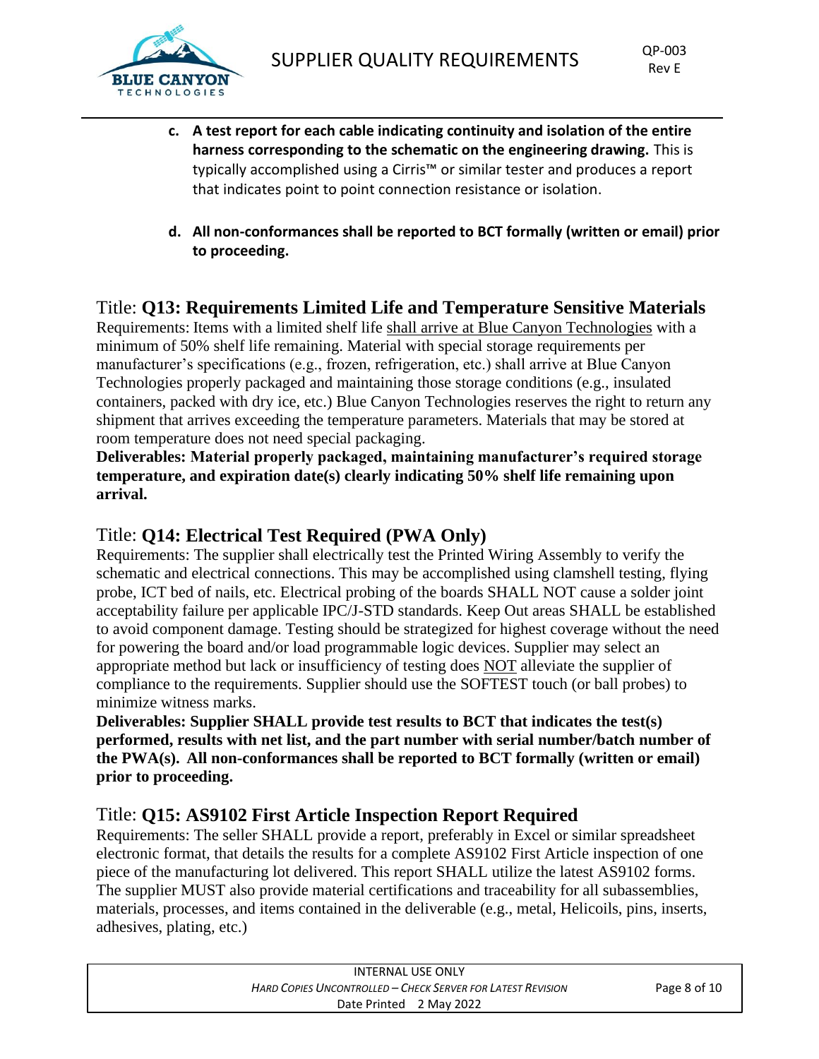c. **A test report for each cable indicating continuity and isolation of the entire harness corresponding to the schematic on the engineering drawing.** This is typically accomplished using a Cirris™ or similar tester and produces a report that indicates point to point connection resistance or isolation.

d. **All non-conformances shall be reported to BCT formally (written or email) prior to proceeding.**

## Title: **Q13: Requirements Limited Life and Temperature Sensitive Materials**

Requirements: Items with a limited shelf life shall arrive at Blue Canyon Technologies with a minimum of 50% shelf life remaining. Material with special storage requirements per manufacturer's specifications (e.g., frozen, refrigeration, etc.) shall arrive at Blue Canyon Technologies properly packaged and maintaining those storage conditions (e.g., insulated containers, packed with dry ice, etc.) Blue Canyon Technologies reserves the right to return any shipment that arrives exceeding the temperature parameters. Materials that may be stored at room temperature does not need special packaging.

**Deliverables: Material properly packaged, maintaining manufacturer's required storage temperature, and expiration date(s) clearly indicating 50% shelf life remaining upon arrival.**

## Title: **Q14: Electrical Test Required (PWA Only)**

Requirements: The supplier shall electrically test the Printed Wiring Assembly to verify the schematic and electrical connections. This may be accomplished using clamshell testing, flying probe, ICT bed of nails, etc. Electrical probing of the boards SHALL NOT cause a solder joint acceptability failure per applicable IPC/J-STD standards. Keep Out areas SHALL be established to avoid component damage. Testing should be strategized for highest coverage without the need for powering the board and/or load programmable logic devices. Supplier may select an appropriate method but lack or insufficiency of testing does NOT alleviate the supplier of compliance to the requirements. Supplier should use the SOFTEST touch (or ball probes) to minimize witness marks.

**Deliverables: Supplier SHALL provide test results to BCT that indicates the test(s) performed, results with net list, and the part number with serial number/batch number of the PWA(s). All non-conformances shall be reported to BCT formally (written or email) prior to proceeding.**

## Title: **Q15: AS9102 First Article Inspection Report Required**

Requirements: The seller SHALL provide a report, preferably in Excel or similar spreadsheet electronic format, that details the results for a complete AS9102 First Article inspection of one piece of the manufacturing lot delivered. This report SHALL utilize the latest AS9102 forms. The supplier MUST also provide material certifications and traceability for all subassemblies, materials, processes, and items contained in the deliverable (e.g., metal, Helicoils, pins, inserts, adhesives, plating, etc.)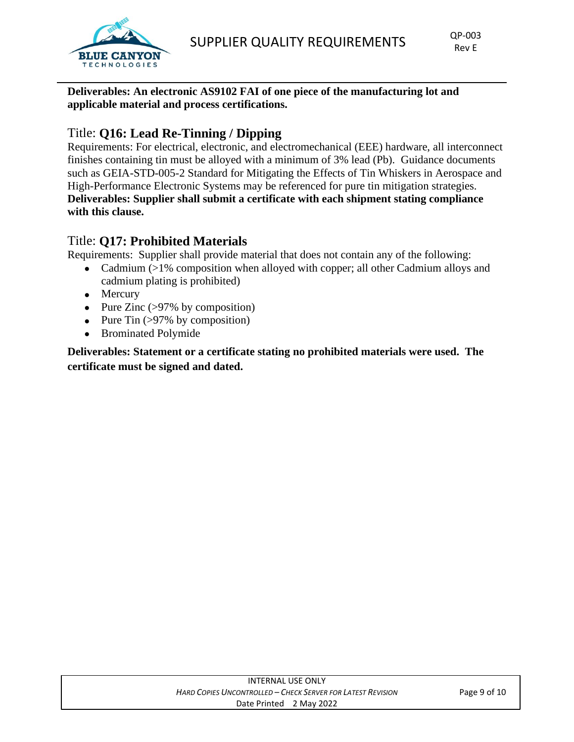**Deliverables: An electronic AS9102 FAI of one piece of the manufacturing lot and applicable material and process certifications.**

## Title: **Q16: Lead Re-Tinning / Dipping**

Requirements: For electrical, electronic, and electromechanical (EEE) hardware, all interconnect finishes containing tin must be alloyed with a minimum of 3% lead (Pb). Guidance documents such as GEIA-STD-005-2 Standard for Mitigating the Effects of Tin Whiskers in Aerospace and High-Performance Electronic Systems may be referenced for pure tin mitigation strategies.
**Deliverables: Supplier shall submit a certificate with each shipment stating compliance with this clause.**

## Title: **Q17: Prohibited Materials**

Requirements: Supplier shall provide material that does not contain any of the following:

- Cadmium (>1% composition when alloyed with copper; all other Cadmium alloys and cadmium plating is prohibited)
- Mercury
- Pure Zinc (>97% by composition)
- Pure Tin (>97% by composition)
- Brominated Polymide

**Deliverables: Statement or a certificate stating no prohibited materials were used. The certificate must be signed and dated.**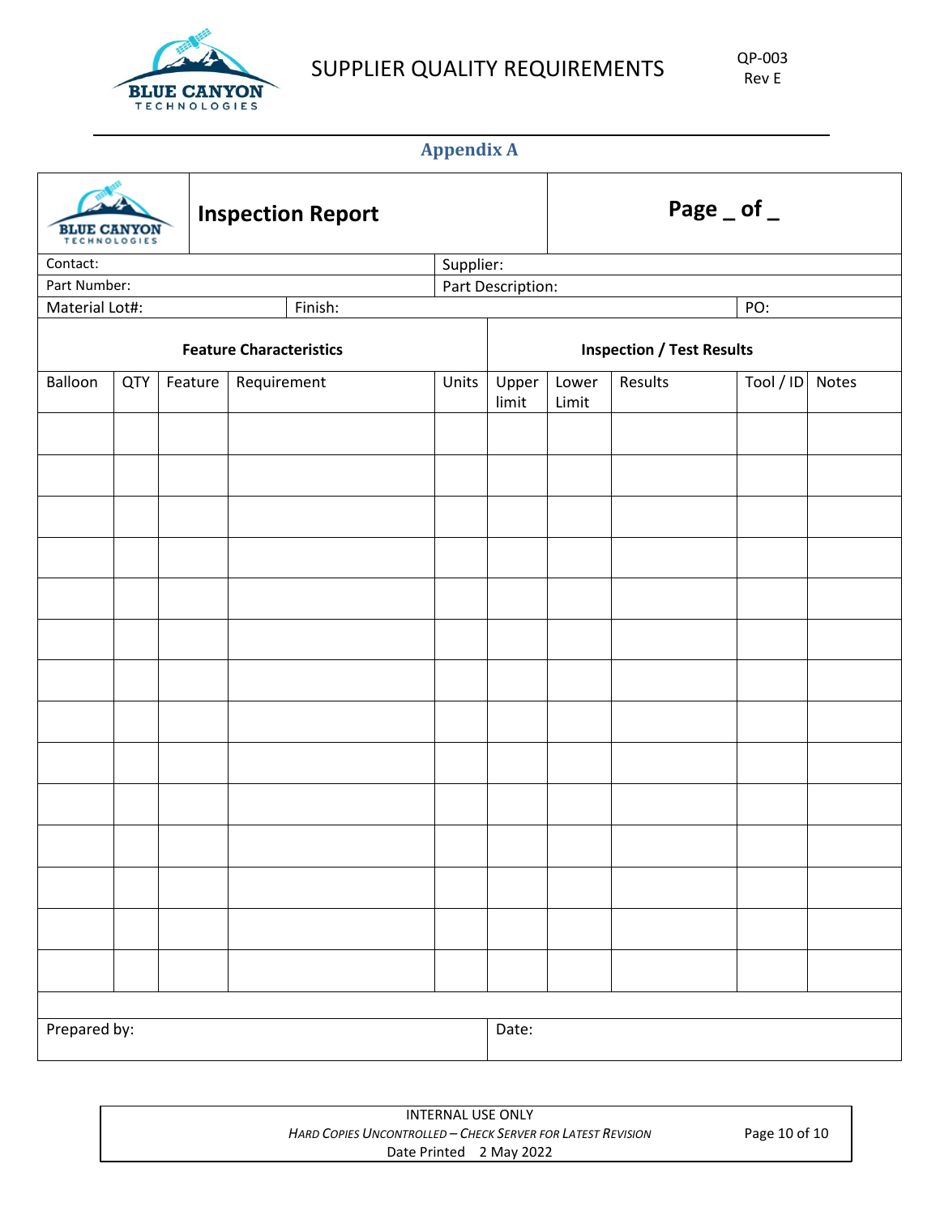## Appendix A

| Inspection Report | | | | | | | Page _ of _ | | | |
|---|---|---|---|---|---|---|---|---|---|---|
| Contact: | | | | | Supplier: | | | | | |
| Part Number: | | | | | Part Description: | | | | | |
| Material Lot#: | | | Finish: | | | | | | PO: | |
| Feature Characteristics | | | | | Inspection / Test Results | | | | | |
| Balloon | QTY | Feature | Requirement | Units | Upper limit | Lower Limit | Results | Tool / ID | Notes | |
| | | | | | | | | | | |
| | | | | | | | | | | |
| | | | | | | | | | | |
| | | | | | | | | | | |
| | | | | | | | | | | |
| | | | | | | | | | | |
| | | | | | | | | | | |
| | | | | | | | | | | |
| | | | | | | | | | | |
| | | | | | | | | | | |
| | | | | | | | | | | |
| | | | | | | | | | | |
| | | | | | | | | | | |
| | | | | | | | | | | |
| | | | | | | | | | | |
| Prepared by: | | | | | Date: | | | | | |

INTERNAL USE ONLY

*HARD COPIES UNCONTROLLED – CHECK SERVER FOR LATEST REVISION*

Date Printed 2 May 2022